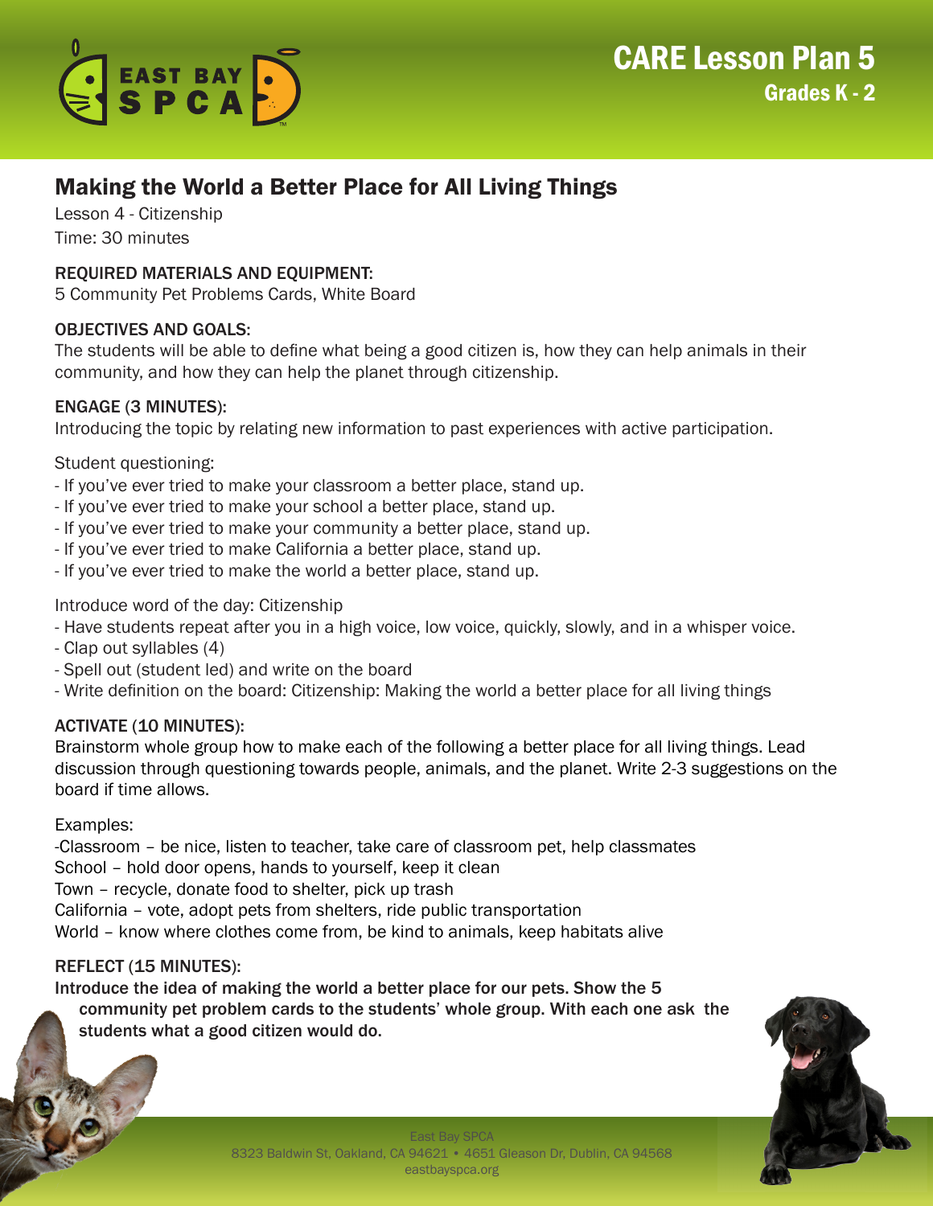# CARE Lesson Plan 5

## Grades K - 2

## Making the World a Better Place for All Living Things

Lesson 4 - Citizenship
Time: 30 minutes

### REQUIRED MATERIALS AND EQUIPMENT:

5 Community Pet Problems Cards, White Board

### OBJECTIVES AND GOALS:

The students will be able to define what being a good citizen is, how they can help animals in their community, and how they can help the planet through citizenship.

### ENGAGE (3 MINUTES):

Introducing the topic by relating new information to past experiences with active participation.

Student questioning:

- If you've ever tried to make your classroom a better place, stand up.
- If you've ever tried to make your school a better place, stand up.
- If you've ever tried to make your community a better place, stand up.
- If you've ever tried to make California a better place, stand up.
- If you've ever tried to make the world a better place, stand up.

Introduce word of the day: Citizenship

- Have students repeat after you in a high voice, low voice, quickly, slowly, and in a whisper voice.
- Clap out syllables (4)
- Spell out (student led) and write on the board
- Write definition on the board: Citizenship: Making the world a better place for all living things

### ACTIVATE (10 MINUTES):

Brainstorm whole group how to make each of the following a better place for all living things. Lead discussion through questioning towards people, animals, and the planet. Write 2-3 suggestions on the board if time allows.

Examples:

-Classroom – be nice, listen to teacher, take care of classroom pet, help classmates
School – hold door opens, hands to yourself, keep it clean
Town – recycle, donate food to shelter, pick up trash
California – vote, adopt pets from shelters, ride public transportation
World – know where clothes come from, be kind to animals, keep habitats alive

### REFLECT (15 MINUTES):

**Introduce the idea of making the world a better place for our pets. Show the 5 community pet problem cards to the students' whole group. With each one ask the students what a good citizen would do.**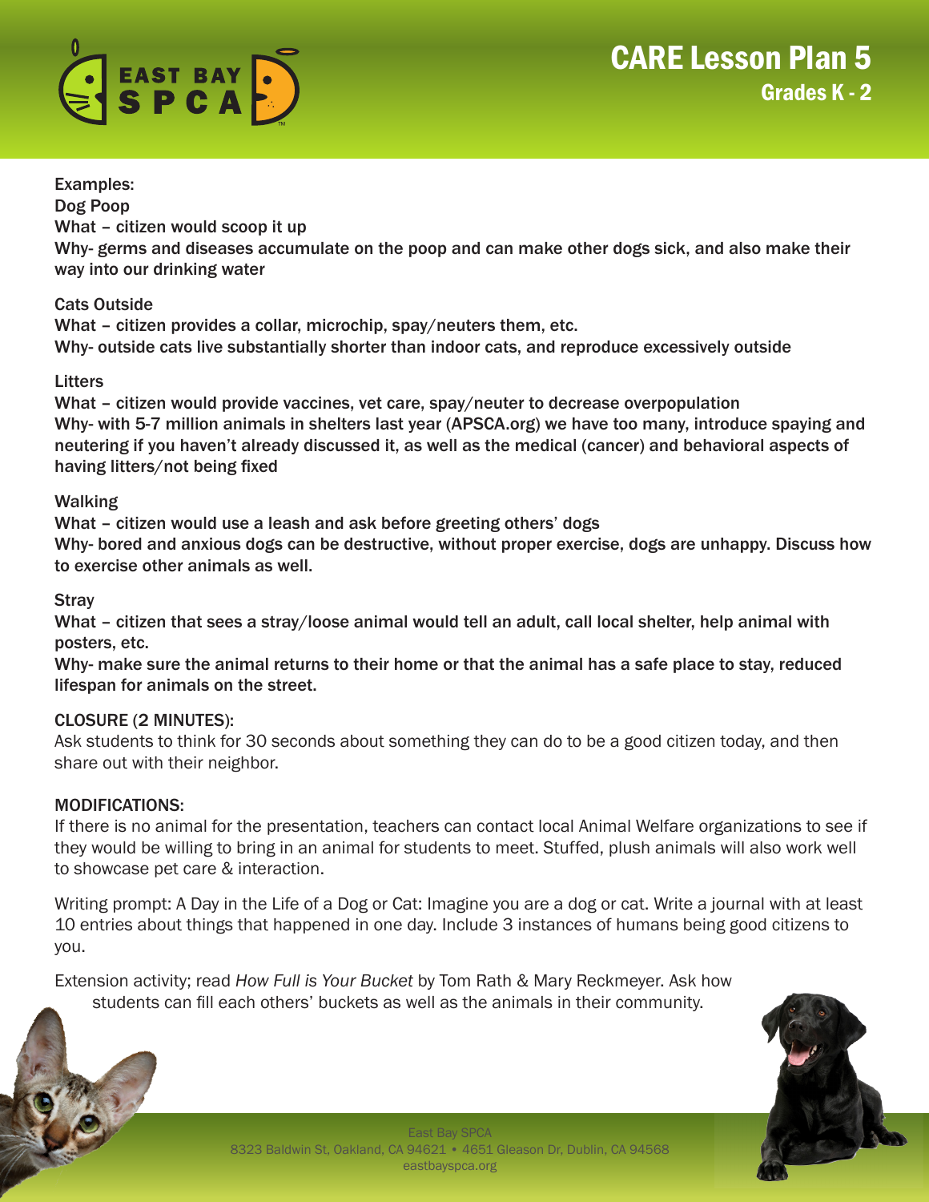Examples:

Dog Poop

What – citizen would scoop it up

Why- germs and diseases accumulate on the poop and can make other dogs sick, and also make their way into our drinking water

Cats Outside

What – citizen provides a collar, microchip, spay/neuters them, etc.

Why- outside cats live substantially shorter than indoor cats, and reproduce excessively outside

Litters

What – citizen would provide vaccines, vet care, spay/neuter to decrease overpopulation

Why- with 5-7 million animals in shelters last year (APSCA.org) we have too many, introduce spaying and neutering if you haven't already discussed it, as well as the medical (cancer) and behavioral aspects of having litters/not being fixed

Walking

What – citizen would use a leash and ask before greeting others' dogs

Why- bored and anxious dogs can be destructive, without proper exercise, dogs are unhappy. Discuss how to exercise other animals as well.

Stray

What – citizen that sees a stray/loose animal would tell an adult, call local shelter, help animal with posters, etc.

Why- make sure the animal returns to their home or that the animal has a safe place to stay, reduced lifespan for animals on the street.

CLOSURE (2 MINUTES):

Ask students to think for 30 seconds about something they can do to be a good citizen today, and then share out with their neighbor.

MODIFICATIONS:

If there is no animal for the presentation, teachers can contact local Animal Welfare organizations to see if they would be willing to bring in an animal for students to meet. Stuffed, plush animals will also work well to showcase pet care & interaction.

Writing prompt: A Day in the Life of a Dog or Cat: Imagine you are a dog or cat. Write a journal with at least 10 entries about things that happened in one day. Include 3 instances of humans being good citizens to you.

Extension activity; read *How Full is Your Bucket* by Tom Rath & Mary Reckmeyer. Ask how students can fill each others' buckets as well as the animals in their community.